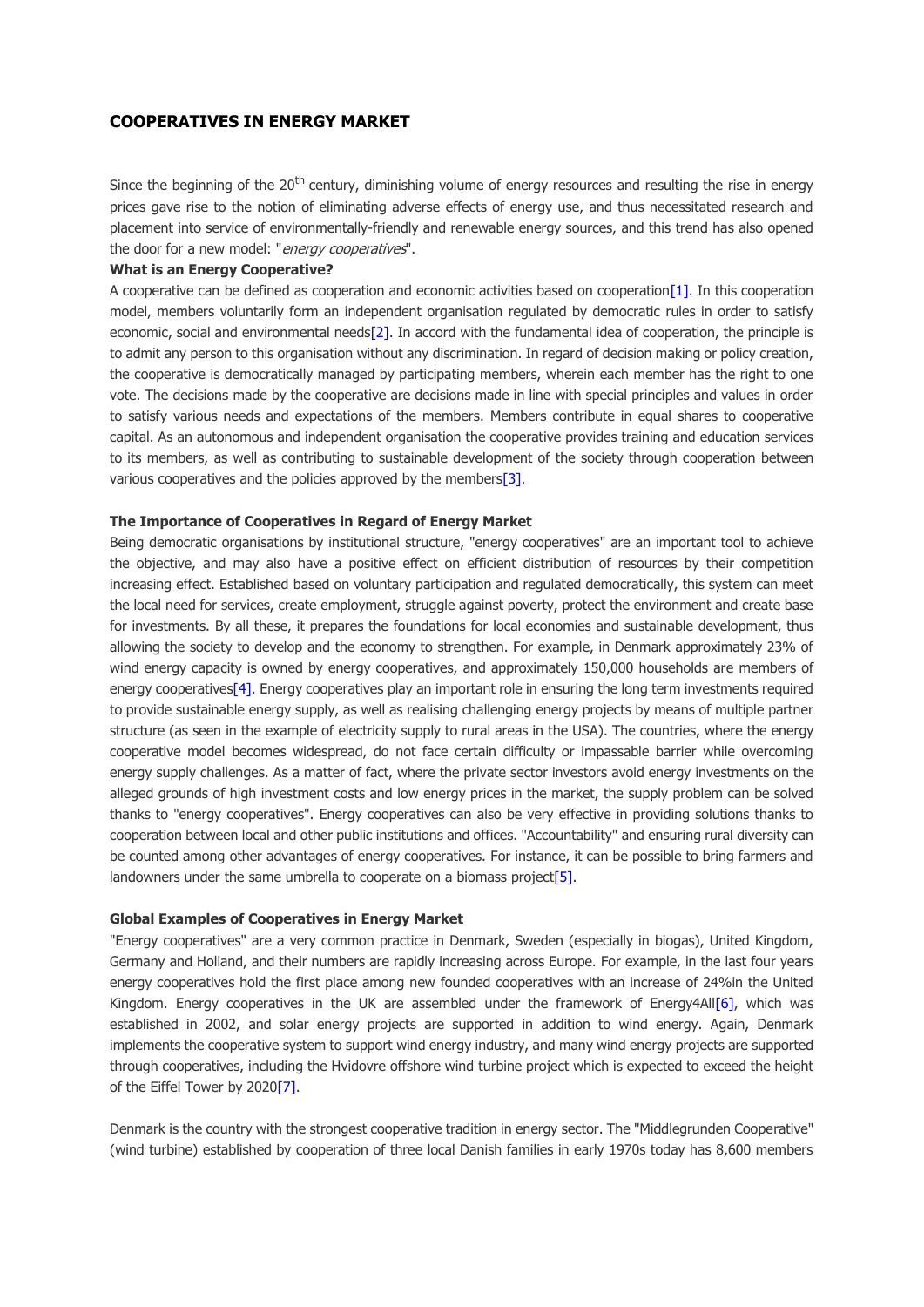## COOPERATIVES IN ENERGY MARKET

Since the beginning of the 20th century, diminishing volume of energy resources and resulting the rise in energy prices gave rise to the notion of eliminating adverse effects of energy use, and thus necessitated research and placement into service of environmentally-friendly and renewable energy sources, and this trend has also opened the door for a new model: "*energy cooperatives*".

**What is an Energy Cooperative?**

A cooperative can be defined as cooperation and economic activities based on cooperation[1]. In this cooperation model, members voluntarily form an independent organisation regulated by democratic rules in order to satisfy economic, social and environmental needs[2]. In accord with the fundamental idea of cooperation, the principle is to admit any person to this organisation without any discrimination. In regard of decision making or policy creation, the cooperative is democratically managed by participating members, wherein each member has the right to one vote. The decisions made by the cooperative are decisions made in line with special principles and values in order to satisfy various needs and expectations of the members. Members contribute in equal shares to cooperative capital. As an autonomous and independent organisation the cooperative provides training and education services to its members, as well as contributing to sustainable development of the society through cooperation between various cooperatives and the policies approved by the members[3].

**The Importance of Cooperatives in Regard of Energy Market**

Being democratic organisations by institutional structure, "energy cooperatives" are an important tool to achieve the objective, and may also have a positive effect on efficient distribution of resources by their competition increasing effect. Established based on voluntary participation and regulated democratically, this system can meet the local need for services, create employment, struggle against poverty, protect the environment and create base for investments. By all these, it prepares the foundations for local economies and sustainable development, thus allowing the society to develop and the economy to strengthen. For example, in Denmark approximately 23% of wind energy capacity is owned by energy cooperatives, and approximately 150,000 households are members of energy cooperatives[4]. Energy cooperatives play an important role in ensuring the long term investments required to provide sustainable energy supply, as well as realising challenging energy projects by means of multiple partner structure (as seen in the example of electricity supply to rural areas in the USA). The countries, where the energy cooperative model becomes widespread, do not face certain difficulty or impassable barrier while overcoming energy supply challenges. As a matter of fact, where the private sector investors avoid energy investments on the alleged grounds of high investment costs and low energy prices in the market, the supply problem can be solved thanks to "energy cooperatives". Energy cooperatives can also be very effective in providing solutions thanks to cooperation between local and other public institutions and offices. "Accountability" and ensuring rural diversity can be counted among other advantages of energy cooperatives. For instance, it can be possible to bring farmers and landowners under the same umbrella to cooperate on a biomass project[5].

**Global Examples of Cooperatives in Energy Market**

"Energy cooperatives" are a very common practice in Denmark, Sweden (especially in biogas), United Kingdom, Germany and Holland, and their numbers are rapidly increasing across Europe. For example, in the last four years energy cooperatives hold the first place among new founded cooperatives with an increase of 24%in the United Kingdom. Energy cooperatives in the UK are assembled under the framework of Energy4All[6], which was established in 2002, and solar energy projects are supported in addition to wind energy. Again, Denmark implements the cooperative system to support wind energy industry, and many wind energy projects are supported through cooperatives, including the Hvidovre offshore wind turbine project which is expected to exceed the height of the Eiffel Tower by 2020[7].

Denmark is the country with the strongest cooperative tradition in energy sector. The "Middlegrunden Cooperative" (wind turbine) established by cooperation of three local Danish families in early 1970s today has 8,600 members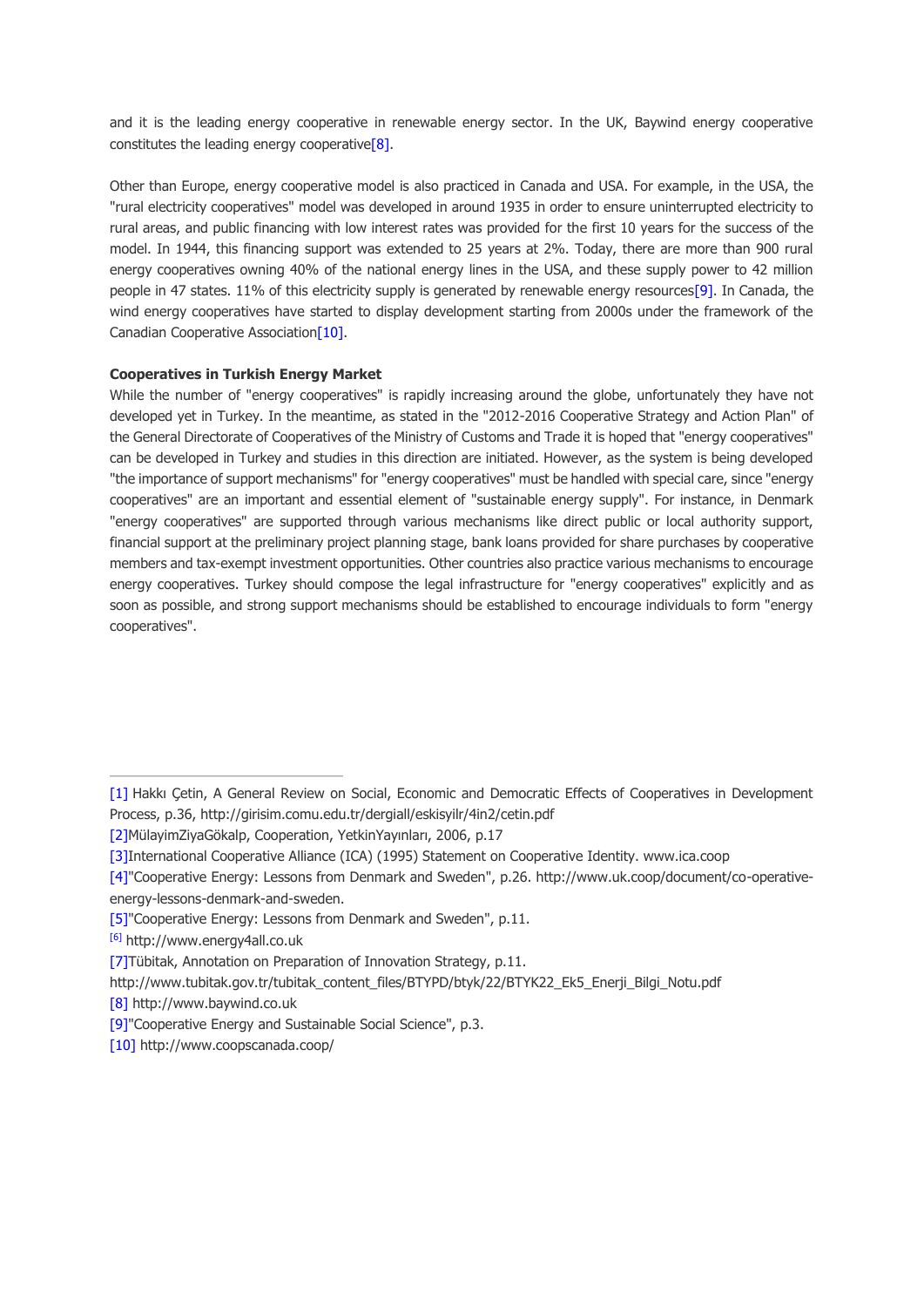and it is the leading energy cooperative in renewable energy sector. In the UK, Baywind energy cooperative constitutes the leading energy cooperative[8].

Other than Europe, energy cooperative model is also practiced in Canada and USA. For example, in the USA, the "rural electricity cooperatives" model was developed in around 1935 in order to ensure uninterrupted electricity to rural areas, and public financing with low interest rates was provided for the first 10 years for the success of the model. In 1944, this financing support was extended to 25 years at 2%. Today, there are more than 900 rural energy cooperatives owning 40% of the national energy lines in the USA, and these supply power to 42 million people in 47 states. 11% of this electricity supply is generated by renewable energy resources[9]. In Canada, the wind energy cooperatives have started to display development starting from 2000s under the framework of the Canadian Cooperative Association[10].

**Cooperatives in Turkish Energy Market**

While the number of "energy cooperatives" is rapidly increasing around the globe, unfortunately they have not developed yet in Turkey. In the meantime, as stated in the "2012-2016 Cooperative Strategy and Action Plan" of the General Directorate of Cooperatives of the Ministry of Customs and Trade it is hoped that "energy cooperatives" can be developed in Turkey and studies in this direction are initiated. However, as the system is being developed "the importance of support mechanisms" for "energy cooperatives" must be handled with special care, since "energy cooperatives" are an important and essential element of "sustainable energy supply". For instance, in Denmark "energy cooperatives" are supported through various mechanisms like direct public or local authority support, financial support at the preliminary project planning stage, bank loans provided for share purchases by cooperative members and tax-exempt investment opportunities. Other countries also practice various mechanisms to encourage energy cooperatives. Turkey should compose the legal infrastructure for "energy cooperatives" explicitly and as soon as possible, and strong support mechanisms should be established to encourage individuals to form "energy cooperatives".

---

[1] Hakkı Çetin, A General Review on Social, Economic and Democratic Effects of Cooperatives in Development Process, p.36, http://girisim.comu.edu.tr/dergiall/eskisyilr/4in2/cetin.pdf

[2]MülayimZiyaGökalp, Cooperation, YetkinYayınları, 2006, p.17

[3]International Cooperative Alliance (ICA) (1995) Statement on Cooperative Identity. www.ica.coop

[4]"Cooperative Energy: Lessons from Denmark and Sweden", p.26. http://www.uk.coop/document/co-operative-energy-lessons-denmark-and-sweden.

[5]"Cooperative Energy: Lessons from Denmark and Sweden", p.11.

[6] http://www.energy4all.co.uk

[7]Tübitak, Annotation on Preparation of Innovation Strategy, p.11. http://www.tubitak.gov.tr/tubitak_content_files/BTYPD/btyk/22/BTYK22_Ek5_Enerji_Bilgi_Notu.pdf

[8] http://www.baywind.co.uk

[9]"Cooperative Energy and Sustainable Social Science", p.3.

[10] http://www.coopscanada.coop/